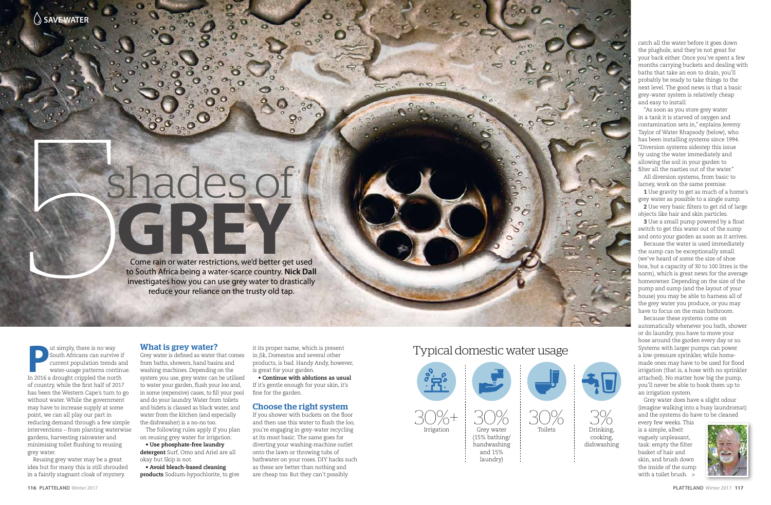SAVE WATER

# 5 shades of GREY

Come rain or water restrictions, we'd better get used to South Africa being a water-scarce country. **Nick Dall** investigates how you can use grey water to drastically reduce your reliance on the trusty old tap.

Put simply, there is no way South Africans can survive if current population trends and water-usage patterns continue. In 2016 a drought crippled the north of country, while the first half of 2017 has been the Western Cape's turn to go without water. While the government may have to increase supply at some point, we can all play our part in reducing demand through a few simple interventions – from planting waterwise gardens, harvesting rainwater and minimising toilet flushing to reusing grey water.

Reusing grey water may be a great idea but for many this is still shrouded in a faintly stagnant cloak of mystery.

## What is grey water?

Grey water is defined as water that comes from baths, showers, hand basins and washing machines. Depending on the system you use, grey water can be utilised to water your garden, flush your loo and, in some (expensive) cases, to fill your pool and do your laundry. Water from toilets and bidets is classed as black water, and water from the kitchen (and especially the dishwasher) is a no-no too.

The following rules apply if you plan on reusing grey water for irrigation:

- **Use phosphate-free laundry detergent** Surf, Omo and Ariel are all okay but Skip is not.
- **Avoid bleach-based cleaning products** Sodium-hypochlorite, to give it its proper name, which is present in Jik, Domestos and several other products, is bad. Handy Andy, however, is great for your garden.
- **Continue with ablutions as usual** If it's gentle enough for your skin, it's fine for the garden.

## Choose the right system

If you shower with buckets on the floor and then use this water to flush the loo, you're engaging in grey-water recycling at its most basic. The same goes for diverting your washing-machine outlet onto the lawn or throwing tubs of bathwater on your roses. DIY hacks such as these are better than nothing and are cheap too. But they can't possibly catch all the water before it goes down the plughole, and they're not great for your back either. Once you've spent a few months carrying buckets and dealing with baths that take an eon to drain, you'll probably be ready to take things to the next level. The good news is that a basic grey-water system is relatively cheap and easy to install.

"As soon as you store grey water in a tank it is starved of oxygen and contamination sets in," explains Jeremy Taylor of Water Rhapsody (below), who has been installing systems since 1994. "Diversion systems sidestep this issue by using the water immediately and allowing the soil in your garden to filter all the nasties out of the water."

All diversion systems, from basic to larney, work on the same premise:

**1** Use gravity to get as much of a home's grey water as possible to a single sump.

**2** Use very basic filters to get rid of large objects like hair and skin particles.

**3** Use a small pump powered by a float switch to get this water out of the sump and onto your garden as soon as it arrives.

Because the water is used immediately the sump can be exceptionally small (we've heard of some the size of shoe box, but a capacity of 30 to 100 litres is the norm), which is great news for the average homeowner. Depending on the size of the pump and sump (and the layout of your house) you may be able to harness all of the grey water you produce, or you may have to focus on the main bathroom.

Because these systems come on automatically whenever you bath, shower or do laundry, you have to move your hose around the garden every day or so. Systems with larger pumps can power a low-pressure sprinkler, while home-made ones may have to be used for flood irrigation (that is, a hose with no sprinkler attached). No matter how big the pump, you'll never be able to hook them up to an irrigation system.

Grey water does have a slight odour (imagine walking into a busy laundromat) and the systems do have to be cleaned every few weeks. This is a simple, albeit vaguely unpleasant, task: empty the filter basket of hair and skin, and brush down the inside of the sump with a toilet brush. >

## Typical domestic water usage

| 30%+ | 30% | 30% | 3% |
|---|---|---|---|
| Irrigation | Grey water (15% bathing/ handwashing and 15% laundry) | Toilets | Drinking, cooking, dishwashing |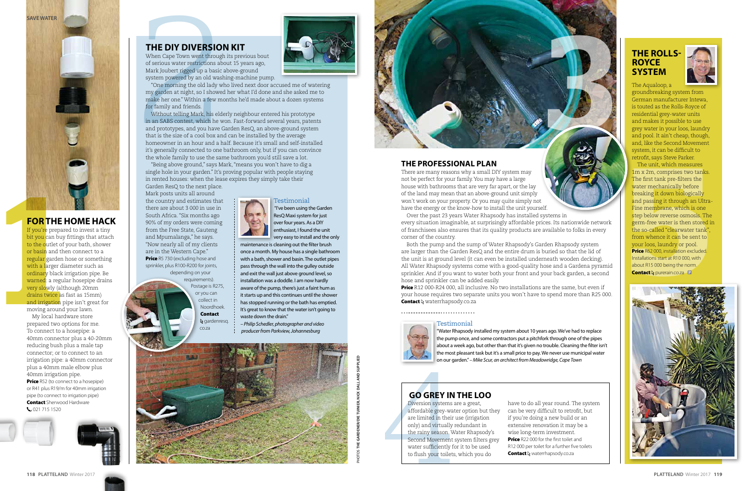## 1 FOR THE HOME HACK

If you're prepared to invest a tiny bit you can buy fittings that attach to the outlet of your bath, shower or basin and then connect to a regular garden hose or something with a larger diameter such as ordinary black irrigation pipe. Be warned: a regular hosepipe drains very slowly (although 20mm drains twice as fast as 15mm) and irrigation pipe isn't great for moving around your lawn.

My local hardware store prepared two options for me. To connect to a hosepipe: a 40mm connector plus a 40-20mm reducing bush plus a male tap connector; or to connect to an irrigation pipe: a 40mm connector plus a 40mm male elbow plus 40mm irrigation pipe.

**Price** R52 (to connect to a hosepipe) or R41 plus R19/m for 40mm irrigation pipe (to connect to irrigation pipe)
**Contact** Sherwood Hardware
021 715 1520

## 2 THE DIY DIVERSION KIT

When Cape Town went through its previous bout of serious water restrictions about 15 years ago, Mark Joubert rigged up a basic above-ground system powered by an old washing-machine pump.

"One morning the old lady who lived next door accused me of watering my garden at night, so I showed her what I'd done and she asked me to make her one." Within a few months he'd made about a dozen systems for family and friends.

Without telling Mark, his elderly neighbour entered his prototype in an SABS contest, which he won. Fast-forward several years, patents and prototypes, and you have Garden ResQ, an above-ground system that is the size of a cool box and can be installed by the average homeowner in an hour and a half. Because it's small and self-installed it's generally connected to one bathroom only, but if you can convince the whole family to use the same bathroom you'd still save a lot.

"Being above ground," says Mark, "means you won't have to dig a single hole in your garden." It's proving popular with people staying in rented houses: when the lease expires they simply take their Garden ResQ to the next place.

Mark posts units all around the country and estimates that there are about 3 000 in use in South Africa. "Six months ago 90% of my orders were coming from the Free State, Gauteng and Mpumalanga," he says. "Now nearly all of my clients are in the Western Cape."

**Price** R5 730 (excluding hose and sprinkler, plus R100-R200 for joints, depending on your requirements). Postage is R275, or you can collect in Noordhoek.
**Contact** gardenresq.co.za

### Testimonial

"I've been using the Garden ResQ Maxi system for just over four years. As a DIY enthusiast, I found the unit very easy to install and the only maintenance is cleaning out the filter brush once a month. My house has a single bathroom with a bath, shower and basin. The outlet pipes pass through the wall into the gulley outside and exit the wall just above ground level, so installation was a doddle. I am now hardly aware of the pump, there's just a faint hum as it starts up and this continues until the shower has stopped running or the bath has emptied. It's great to know that the water isn't going to waste down the drain."
*– Philip Schedler, photographer and video producer from Parkview, Johannesburg*

## 3 THE PROFESSIONAL PLAN

There are many reasons why a small DIY system may not be perfect for your family. You may have a large house with bathrooms that are very far apart, or the lay of the land may mean that an above-ground unit simply won't work on your property. Or you may quite simply not have the energy or the know-how to install the unit yourself.

Over the past 23 years Water Rhapsody has installed systems in every situation imaginable, at surprisingly affordable prices. Its nationwide network of franchisees also ensures that its quality products are available to folks in every corner of the country.

Both the pump and the sump of Water Rhapsody's Garden Rhapsody system are larger than the Garden ResQ and the entire drum is buried so that the lid of the unit is at ground level (it can even be installed underneath wooden decking). All Water Rhapsody systems come with a good-quality hose and a Gardena pyramid sprinkler. And if you want to water both your front and your back garden, a second hose and sprinkler can be added easily.

**Price** R12 000-R24 000, all inclusive. No two installations are the same, but even if your house requires two separate units you won't have to spend more than R25 000.
**Contact** waterrhapsody.co.za

### Testimonial

"Water Rhapsody installed my system about 10 years ago. We've had to replace the pump once, and some contractors put a pitchfork through one of the pipes about a week ago, but other than that it's given no trouble. Cleaning the filter isn't the most pleasant task but it's a small price to pay. We never use municipal water on our garden." *– Mike Scur, an architect from Meadowridge, Cape Town*

## 4 GO GREY IN THE LOO

Diversion systems are a great, affordable grey-water option but they are limited in their use (irrigation only) and virtually redundant in the rainy season. Water Rhapsody's Second Movement system filters grey water sufficiently for it to be used to flush your toilets, which you do have to do all year round. The system can be very difficult to retrofit, but if you're doing a new build or an extensive renovation it may be a wise long-term investment.

**Price** R22 000 for the first toilet and R12 000 per toilet for a further five toilets
**Contact** waterrhapsody.co.za

## 5 THE ROLLS-ROYCE SYSTEM

The Aqualoop, a groundbreaking system from German manufacturer Intewa, is touted as the Rolls-Royce of residential grey-water units and makes it possible to use grey water in your loos, laundry and pool. It ain't cheap, though, and, like the Second Movement system, it can be difficult to retrofit, says Steve Parker.

The unit, which measures 1m x 2m, comprises two tanks. The first tank pre-filters the water mechanically before breaking it down biologically and passing it through an Ultra-Fine membrane, which is one step below reverse osmosis. The germ-free water is then stored in the so-called "clearwater tank", from whence it can be sent to your loos, laundry or pool.

**Price** R62 000, installation excluded. Installations start at R10 000, with about R15 000 being the norm.
**Contact** purerain.co.za

PHOTOS THE GARDENER/DIE TUINIER, NICK DALL AND SUPPLIED